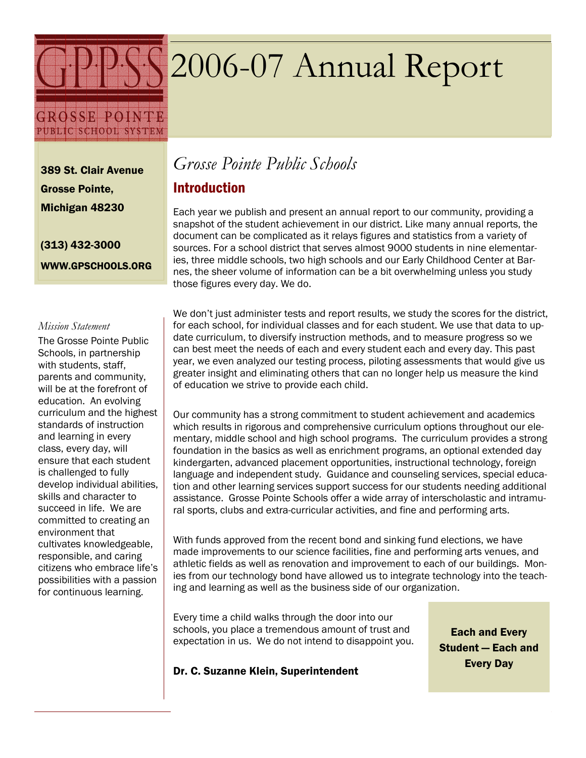GPPSS

GROSSE POINTE PUBLIC SCHOOL SYSTEM

# 2006-07 Annual Report

**389 St. Clair Avenue**
**Grosse Pointe,**
**Michigan 48230**

**(313) 432-3000**

**WWW.GPSCHOOLS.ORG**

*Mission Statement*

The Grosse Pointe Public Schools, in partnership with students, staff, parents and community, will be at the forefront of education. An evolving curriculum and the highest standards of instruction and learning in every class, every day, will ensure that each student is challenged to fully develop individual abilities, skills and character to succeed in life. We are committed to creating an environment that cultivates knowledgeable, responsible, and caring citizens who embrace life's possibilities with a passion for continuous learning.

## *Grosse Pointe Public Schools*

### Introduction

Each year we publish and present an annual report to our community, providing a snapshot of the student achievement in our district. Like many annual reports, the document can be complicated as it relays figures and statistics from a variety of sources. For a school district that serves almost 9000 students in nine elementaries, three middle schools, two high schools and our Early Childhood Center at Barnes, the sheer volume of information can be a bit overwhelming unless you study those figures every day. We do.

We don't just administer tests and report results, we study the scores for the district, for each school, for individual classes and for each student. We use that data to update curriculum, to diversify instruction methods, and to measure progress so we can best meet the needs of each and every student each and every day. This past year, we even analyzed our testing process, piloting assessments that would give us greater insight and eliminating others that can no longer help us measure the kind of education we strive to provide each child.

Our community has a strong commitment to student achievement and academics which results in rigorous and comprehensive curriculum options throughout our elementary, middle school and high school programs. The curriculum provides a strong foundation in the basics as well as enrichment programs, an optional extended day kindergarten, advanced placement opportunities, instructional technology, foreign language and independent study. Guidance and counseling services, special education and other learning services support success for our students needing additional assistance. Grosse Pointe Schools offer a wide array of interscholastic and intramural sports, clubs and extra-curricular activities, and fine and performing arts.

With funds approved from the recent bond and sinking fund elections, we have made improvements to our science facilities, fine and performing arts venues, and athletic fields as well as renovation and improvement to each of our buildings. Monies from our technology bond have allowed us to integrate technology into the teaching and learning as well as the business side of our organization.

Every time a child walks through the door into our schools, you place a tremendous amount of trust and expectation in us. We do not intend to disappoint you.

**Dr. C. Suzanne Klein, Superintendent**

**Each and Every Student — Each and Every Day**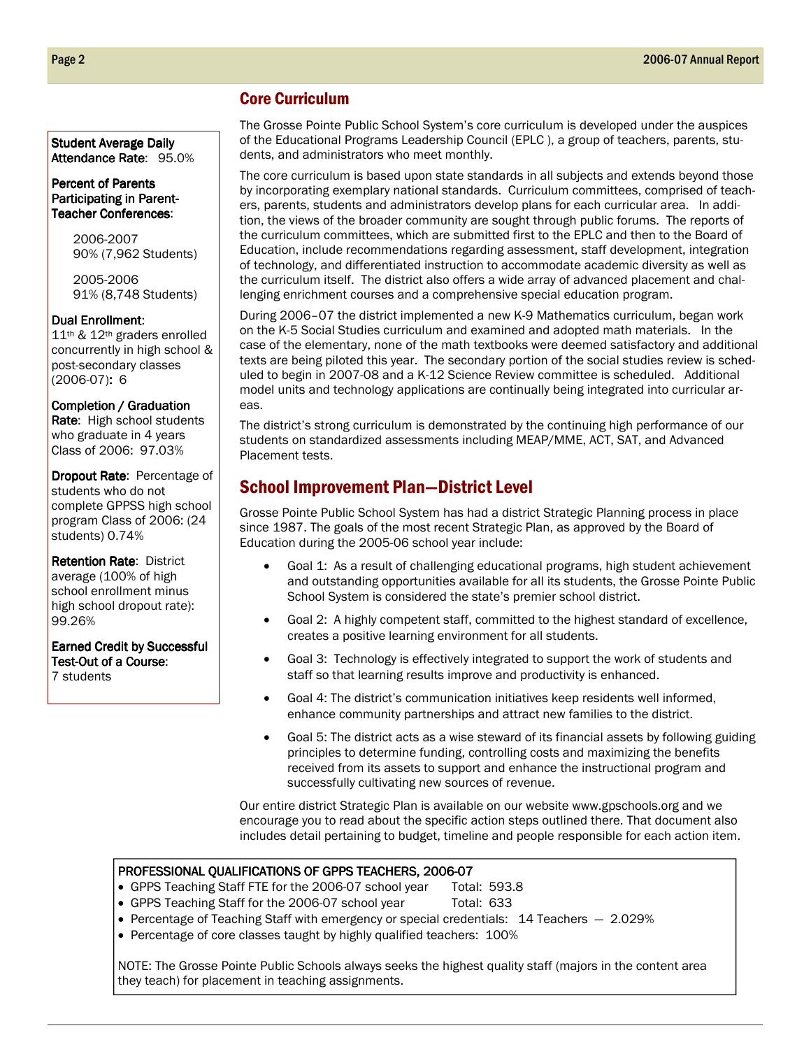## Core Curriculum

The Grosse Pointe Public School System's core curriculum is developed under the auspices of the Educational Programs Leadership Council (EPLC ), a group of teachers, parents, students, and administrators who meet monthly.

The core curriculum is based upon state standards in all subjects and extends beyond those by incorporating exemplary national standards. Curriculum committees, comprised of teachers, parents, students and administrators develop plans for each curricular area. In addition, the views of the broader community are sought through public forums. The reports of the curriculum committees, which are submitted first to the EPLC and then to the Board of Education, include recommendations regarding assessment, staff development, integration of technology, and differentiated instruction to accommodate academic diversity as well as the curriculum itself. The district also offers a wide array of advanced placement and challenging enrichment courses and a comprehensive special education program.

During 2006–07 the district implemented a new K-9 Mathematics curriculum, began work on the K-5 Social Studies curriculum and examined and adopted math materials. In the case of the elementary, none of the math textbooks were deemed satisfactory and additional texts are being piloted this year. The secondary portion of the social studies review is scheduled to begin in 2007-08 and a K-12 Science Review committee is scheduled. Additional model units and technology applications are continually being integrated into curricular areas.

The district's strong curriculum is demonstrated by the continuing high performance of our students on standardized assessments including MEAP/MME, ACT, SAT, and Advanced Placement tests.

**Student Average Daily Attendance Rate**: 95.0%

**Percent of Parents Participating in Parent-Teacher Conferences**:

2006-2007
90% (7,962 Students)

2005-2006
91% (8,748 Students)

**Dual Enrollment**:
11th & 12th graders enrolled concurrently in high school & post-secondary classes (2006-07): 6

**Completion / Graduation Rate**: High school students who graduate in 4 years Class of 2006: 97.03%

**Dropout Rate**: Percentage of students who do not complete GPPSS high school program Class of 2006: (24 students) 0.74%

**Retention Rate**: District average (100% of high school enrollment minus high school dropout rate): 99.26%

**Earned Credit by Successful Test-Out of a Course**:
7 students

## School Improvement Plan—District Level

Grosse Pointe Public School System has had a district Strategic Planning process in place since 1987. The goals of the most recent Strategic Plan, as approved by the Board of Education during the 2005-06 school year include:

- Goal 1: As a result of challenging educational programs, high student achievement and outstanding opportunities available for all its students, the Grosse Pointe Public School System is considered the state's premier school district.
- Goal 2: A highly competent staff, committed to the highest standard of excellence, creates a positive learning environment for all students.
- Goal 3: Technology is effectively integrated to support the work of students and staff so that learning results improve and productivity is enhanced.
- Goal 4: The district's communication initiatives keep residents well informed, enhance community partnerships and attract new families to the district.
- Goal 5: The district acts as a wise steward of its financial assets by following guiding principles to determine funding, controlling costs and maximizing the benefits received from its assets to support and enhance the instructional program and successfully cultivating new sources of revenue.

Our entire district Strategic Plan is available on our website www.gpschools.org and we encourage you to read about the specific action steps outlined there. That document also includes detail pertaining to budget, timeline and people responsible for each action item.

**PROFESSIONAL QUALIFICATIONS OF GPPS TEACHERS, 2006-07**

- GPPS Teaching Staff FTE for the 2006-07 school year Total: 593.8
- GPPS Teaching Staff for the 2006-07 school year Total: 633
- Percentage of Teaching Staff with emergency or special credentials: 14 Teachers — 2.029%
- Percentage of core classes taught by highly qualified teachers: 100%

NOTE: The Grosse Pointe Public Schools always seeks the highest quality staff (majors in the content area they teach) for placement in teaching assignments.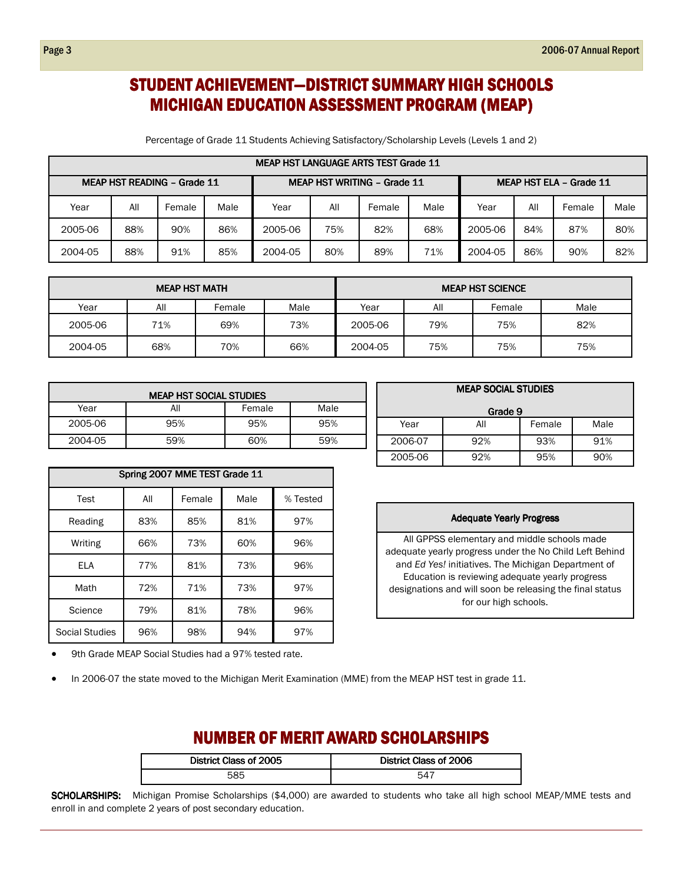# STUDENT ACHIEVEMENT—DISTRICT SUMMARY HIGH SCHOOLS
# MICHIGAN EDUCATION ASSESSMENT PROGRAM (MEAP)

Percentage of Grade 11 Students Achieving Satisfactory/Scholarship Levels (Levels 1 and 2)

| MEAP HST LANGUAGE ARTS TEST Grade 11 | | | | | | | | | | | |
|---|---|---|---|---|---|---|---|---|---|---|---|
| MEAP HST READING – Grade 11 | | | | MEAP HST WRITING – Grade 11 | | | | MEAP HST ELA – Grade 11 | | | |
| Year | All | Female | Male | Year | All | Female | Male | Year | All | Female | Male |
| 2005-06 | 88% | 90% | 86% | 2005-06 | 75% | 82% | 68% | 2005-06 | 84% | 87% | 80% |
| 2004-05 | 88% | 91% | 85% | 2004-05 | 80% | 89% | 71% | 2004-05 | 86% | 90% | 82% |

| MEAP HST MATH | | | | MEAP HST SCIENCE | | | |
|---|---|---|---|---|---|---|---|
| Year | All | Female | Male | Year | All | Female | Male |
| 2005-06 | 71% | 69% | 73% | 2005-06 | 79% | 75% | 82% |
| 2004-05 | 68% | 70% | 66% | 2004-05 | 75% | 75% | 75% |

| MEAP HST SOCIAL STUDIES | | | |
|---|---|---|---|
| Year | All | Female | Male |
| 2005-06 | 95% | 95% | 95% |
| 2004-05 | 59% | 60% | 59% |

| MEAP SOCIAL STUDIES Grade 9 | | | |
|---|---|---|---|
| Year | All | Female | Male |
| 2006-07 | 92% | 93% | 91% |
| 2005-06 | 92% | 95% | 90% |

| Spring 2007 MME TEST Grade 11 | | | | |
|---|---|---|---|---|
| Test | All | Female | Male | % Tested |
| Reading | 83% | 85% | 81% | 97% |
| Writing | 66% | 73% | 60% | 96% |
| ELA | 77% | 81% | 73% | 96% |
| Math | 72% | 71% | 73% | 97% |
| Science | 79% | 81% | 78% | 96% |
| Social Studies | 96% | 98% | 94% | 97% |

**Adequate Yearly Progress**

All GPPSS elementary and middle schools made adequate yearly progress under the No Child Left Behind and *Ed Yes!* initiatives. The Michigan Department of Education is reviewing adequate yearly progress designations and will soon be releasing the final status for our high schools.

- 9th Grade MEAP Social Studies had a 97% tested rate.
- In 2006-07 the state moved to the Michigan Merit Examination (MME) from the MEAP HST test in grade 11.

# NUMBER OF MERIT AWARD SCHOLARSHIPS

| District Class of 2005 | District Class of 2006 |
|---|---|
| 585 | 547 |

**SCHOLARSHIPS:** Michigan Promise Scholarships ($4,000) are awarded to students who take all high school MEAP/MME tests and enroll in and complete 2 years of post secondary education.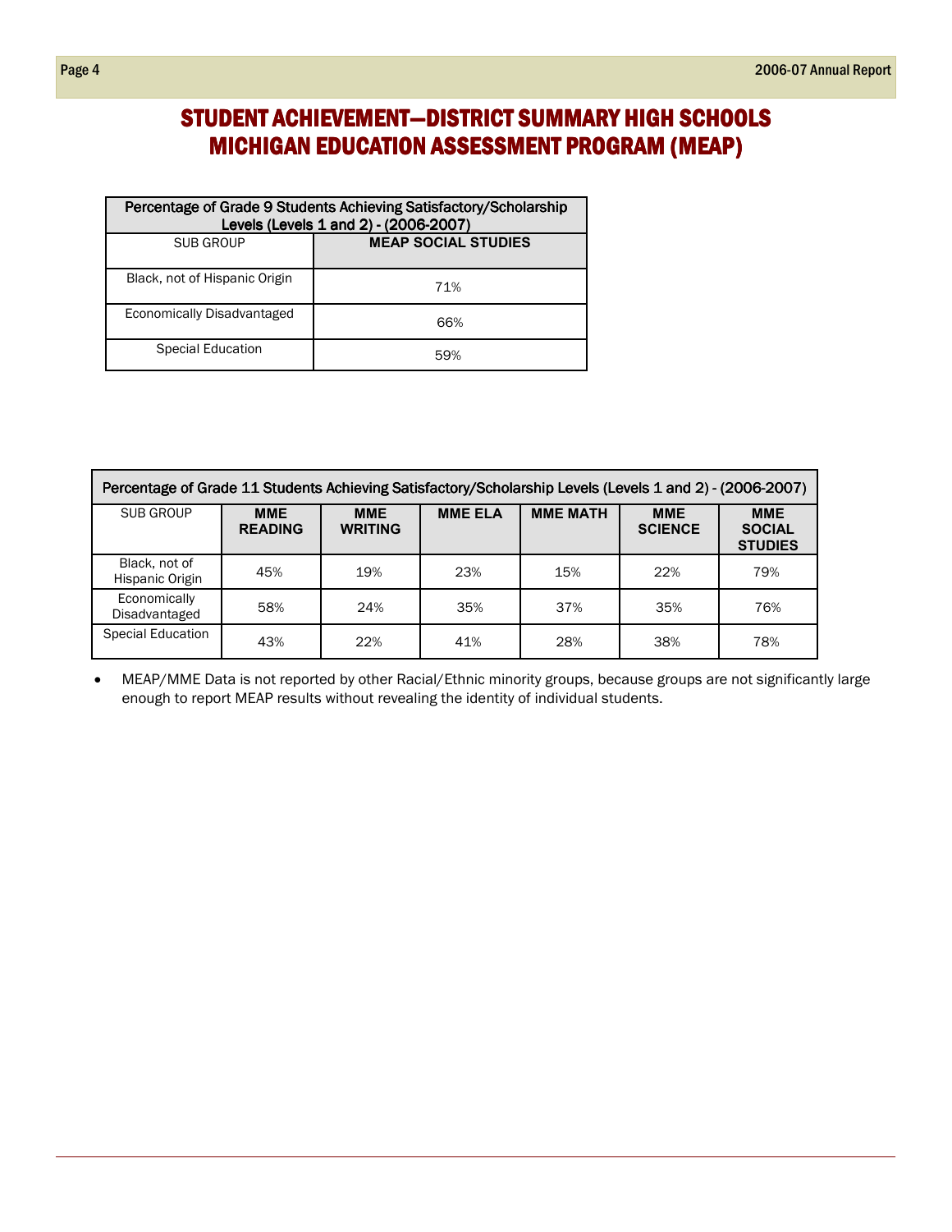# STUDENT ACHIEVEMENT—DISTRICT SUMMARY HIGH SCHOOLS
# MICHIGAN EDUCATION ASSESSMENT PROGRAM (MEAP)

| Percentage of Grade 9 Students Achieving Satisfactory/Scholarship Levels (Levels 1 and 2) - (2006-2007) | |
|---|---|
| SUB GROUP | MEAP SOCIAL STUDIES |
| Black, not of Hispanic Origin | 71% |
| Economically Disadvantaged | 66% |
| Special Education | 59% |

| Percentage of Grade 11 Students Achieving Satisfactory/Scholarship Levels (Levels 1 and 2) - (2006-2007) | | | | | | |
|---|---|---|---|---|---|---|
| SUB GROUP | MME READING | MME WRITING | MME ELA | MME MATH | MME SCIENCE | MME SOCIAL STUDIES |
| Black, not of Hispanic Origin | 45% | 19% | 23% | 15% | 22% | 79% |
| Economically Disadvantaged | 58% | 24% | 35% | 37% | 35% | 76% |
| Special Education | 43% | 22% | 41% | 28% | 38% | 78% |

- MEAP/MME Data is not reported by other Racial/Ethnic minority groups, because groups are not significantly large enough to report MEAP results without revealing the identity of individual students.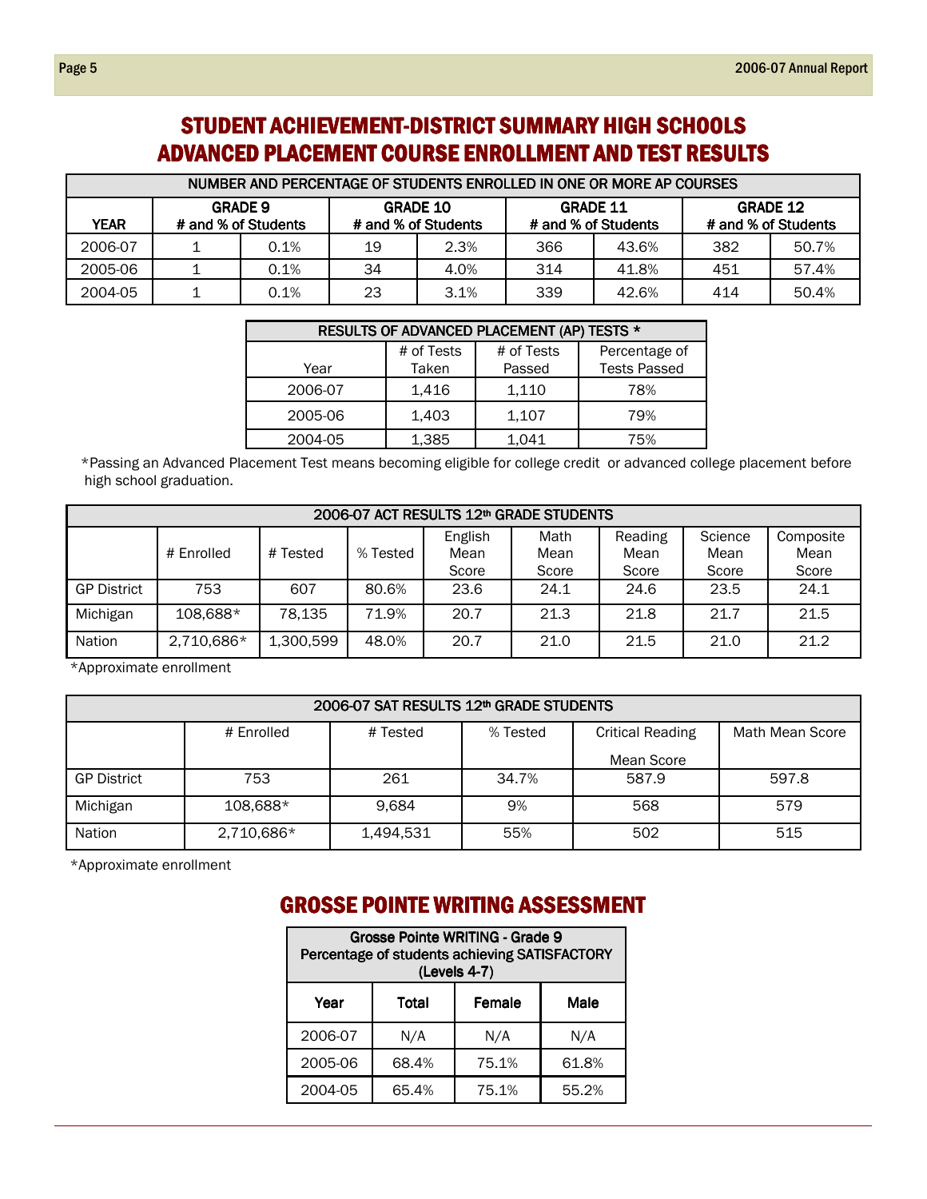# STUDENT ACHIEVEMENT-DISTRICT SUMMARY HIGH SCHOOLS ADVANCED PLACEMENT COURSE ENROLLMENT AND TEST RESULTS

| NUMBER AND PERCENTAGE OF STUDENTS ENROLLED IN ONE OR MORE AP COURSES | | | | | | | | |
|---|---|---|---|---|---|---|---|---|
| YEAR | GRADE 9 # and % of Students | | GRADE 10 # and % of Students | | GRADE 11 # and % of Students | | GRADE 12 # and % of Students | |
| 2006-07 | 1 | 0.1% | 19 | 2.3% | 366 | 43.6% | 382 | 50.7% |
| 2005-06 | 1 | 0.1% | 34 | 4.0% | 314 | 41.8% | 451 | 57.4% |
| 2004-05 | 1 | 0.1% | 23 | 3.1% | 339 | 42.6% | 414 | 50.4% |

| RESULTS OF ADVANCED PLACEMENT (AP) TESTS * | | | |
|---|---|---|---|
| Year | # of Tests Taken | # of Tests Passed | Percentage of Tests Passed |
| 2006-07 | 1,416 | 1,110 | 78% |
| 2005-06 | 1,403 | 1,107 | 79% |
| 2004-05 | 1,385 | 1,041 | 75% |

*Passing an Advanced Placement Test means becoming eligible for college credit or advanced college placement before high school graduation.

| 2006-07 ACT RESULTS 12th GRADE STUDENTS | | | | | | | | |
|---|---|---|---|---|---|---|---|---|
| | # Enrolled | # Tested | % Tested | English Mean Score | Math Mean Score | Reading Mean Score | Science Mean Score | Composite Mean Score |
| GP District | 753 | 607 | 80.6% | 23.6 | 24.1 | 24.6 | 23.5 | 24.1 |
| Michigan | 108,688* | 78,135 | 71.9% | 20.7 | 21.3 | 21.8 | 21.7 | 21.5 |
| Nation | 2,710,686* | 1,300,599 | 48.0% | 20.7 | 21.0 | 21.5 | 21.0 | 21.2 |

*Approximate enrollment

| 2006-07 SAT RESULTS 12th GRADE STUDENTS | | | | | |
|---|---|---|---|---|---|
| | # Enrolled | # Tested | % Tested | Critical Reading Mean Score | Math Mean Score |
| GP District | 753 | 261 | 34.7% | 587.9 | 597.8 |
| Michigan | 108,688* | 9,684 | 9% | 568 | 579 |
| Nation | 2,710,686* | 1,494,531 | 55% | 502 | 515 |

*Approximate enrollment

# GROSSE POINTE WRITING ASSESSMENT

| Grosse Pointe WRITING - Grade 9 Percentage of students achieving SATISFACTORY (Levels 4-7) | | | |
|---|---|---|---|
| Year | Total | Female | Male |
| 2006-07 | N/A | N/A | N/A |
| 2005-06 | 68.4% | 75.1% | 61.8% |
| 2004-05 | 65.4% | 75.1% | 55.2% |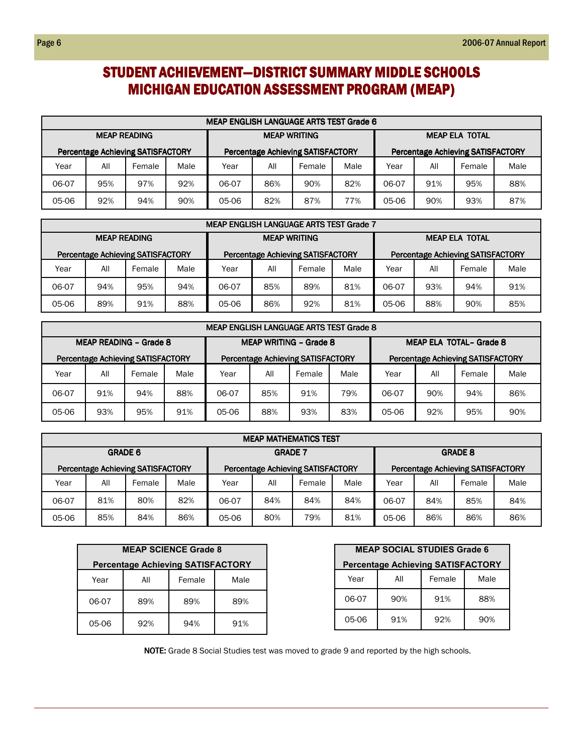# STUDENT ACHIEVEMENT—DISTRICT SUMMARY MIDDLE SCHOOLS
# MICHIGAN EDUCATION ASSESSMENT PROGRAM (MEAP)

| MEAP ENGLISH LANGUAGE ARTS TEST Grade 6 | | | | | | | | | | | |
|---|---|---|---|---|---|---|---|---|---|---|---|
| MEAP READING Percentage Achieving SATISFACTORY | | | | MEAP WRITING Percentage Achieving SATISFACTORY | | | | MEAP ELA TOTAL Percentage Achieving SATISFACTORY | | | |
| Year | All | Female | Male | Year | All | Female | Male | Year | All | Female | Male |
| 06-07 | 95% | 97% | 92% | 06-07 | 86% | 90% | 82% | 06-07 | 91% | 95% | 88% |
| 05-06 | 92% | 94% | 90% | 05-06 | 82% | 87% | 77% | 05-06 | 90% | 93% | 87% |

| MEAP ENGLISH LANGUAGE ARTS TEST Grade 7 | | | | | | | | | | | |
|---|---|---|---|---|---|---|---|---|---|---|---|
| MEAP READING Percentage Achieving SATISFACTORY | | | | MEAP WRITING Percentage Achieving SATISFACTORY | | | | MEAP ELA TOTAL Percentage Achieving SATISFACTORY | | | |
| Year | All | Female | Male | Year | All | Female | Male | Year | All | Female | Male |
| 06-07 | 94% | 95% | 94% | 06-07 | 85% | 89% | 81% | 06-07 | 93% | 94% | 91% |
| 05-06 | 89% | 91% | 88% | 05-06 | 86% | 92% | 81% | 05-06 | 88% | 90% | 85% |

| MEAP ENGLISH LANGUAGE ARTS TEST Grade 8 | | | | | | | | | | | |
|---|---|---|---|---|---|---|---|---|---|---|---|
| MEAP READING - Grade 8 Percentage Achieving SATISFACTORY | | | | MEAP WRITING - Grade 8 Percentage Achieving SATISFACTORY | | | | MEAP ELA TOTAL- Grade 8 Percentage Achieving SATISFACTORY | | | |
| Year | All | Female | Male | Year | All | Female | Male | Year | All | Female | Male |
| 06-07 | 91% | 94% | 88% | 06-07 | 85% | 91% | 79% | 06-07 | 90% | 94% | 86% |
| 05-06 | 93% | 95% | 91% | 05-06 | 88% | 93% | 83% | 05-06 | 92% | 95% | 90% |

| MEAP MATHEMATICS TEST | | | | | | | | | | | |
|---|---|---|---|---|---|---|---|---|---|---|---|
| GRADE 6 Percentage Achieving SATISFACTORY | | | | GRADE 7 Percentage Achieving SATISFACTORY | | | | GRADE 8 Percentage Achieving SATISFACTORY | | | |
| Year | All | Female | Male | Year | All | Female | Male | Year | All | Female | Male |
| 06-07 | 81% | 80% | 82% | 06-07 | 84% | 84% | 84% | 06-07 | 84% | 85% | 84% |
| 05-06 | 85% | 84% | 86% | 05-06 | 80% | 79% | 81% | 05-06 | 86% | 86% | 86% |

| MEAP SCIENCE Grade 8 Percentage Achieving SATISFACTORY | | | |
|---|---|---|---|
| Year | All | Female | Male |
| 06-07 | 89% | 89% | 89% |
| 05-06 | 92% | 94% | 91% |

| MEAP SOCIAL STUDIES Grade 6 Percentage Achieving SATISFACTORY | | | |
|---|---|---|---|
| Year | All | Female | Male |
| 06-07 | 90% | 91% | 88% |
| 05-06 | 91% | 92% | 90% |

**NOTE:** Grade 8 Social Studies test was moved to grade 9 and reported by the high schools.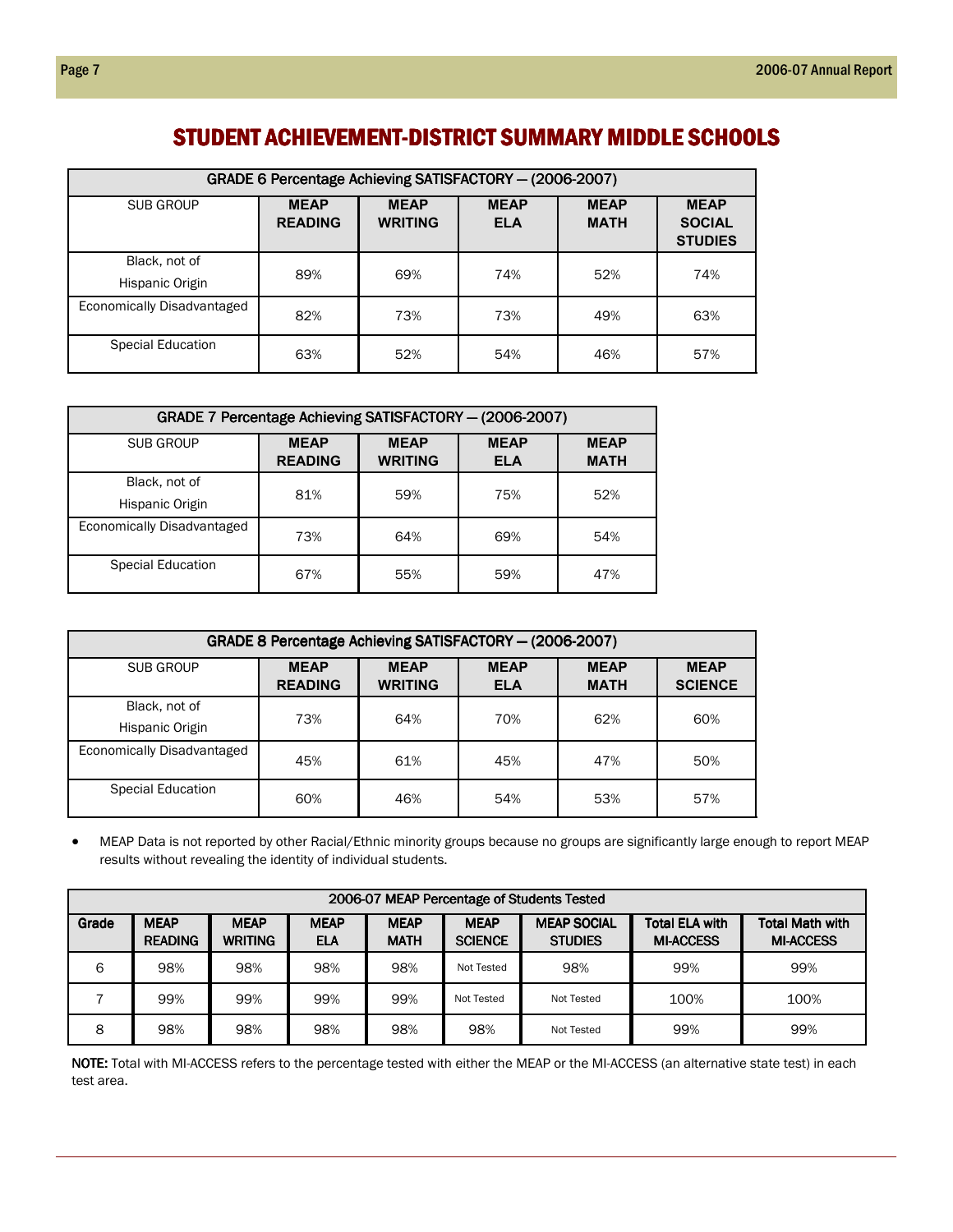# STUDENT ACHIEVEMENT-DISTRICT SUMMARY MIDDLE SCHOOLS

| GRADE 6 Percentage Achieving SATISFACTORY — (2006-2007) | | | | | |
|---|---|---|---|---|---|
| SUB GROUP | **MEAP READING** | **MEAP WRITING** | **MEAP ELA** | **MEAP MATH** | **MEAP SOCIAL STUDIES** |
| Black, not of Hispanic Origin | 89% | 69% | 74% | 52% | 74% |
| Economically Disadvantaged | 82% | 73% | 73% | 49% | 63% |
| Special Education | 63% | 52% | 54% | 46% | 57% |

| GRADE 7 Percentage Achieving SATISFACTORY — (2006-2007) | | | | |
|---|---|---|---|---|
| SUB GROUP | **MEAP READING** | **MEAP WRITING** | **MEAP ELA** | **MEAP MATH** |
| Black, not of Hispanic Origin | 81% | 59% | 75% | 52% |
| Economically Disadvantaged | 73% | 64% | 69% | 54% |
| Special Education | 67% | 55% | 59% | 47% |

| GRADE 8 Percentage Achieving SATISFACTORY — (2006-2007) | | | | | |
|---|---|---|---|---|---|
| SUB GROUP | **MEAP READING** | **MEAP WRITING** | **MEAP ELA** | **MEAP MATH** | **MEAP SCIENCE** |
| Black, not of Hispanic Origin | 73% | 64% | 70% | 62% | 60% |
| Economically Disadvantaged | 45% | 61% | 45% | 47% | 50% |
| Special Education | 60% | 46% | 54% | 53% | 57% |

- MEAP Data is not reported by other Racial/Ethnic minority groups because no groups are significantly large enough to report MEAP results without revealing the identity of individual students.

| 2006-07 MEAP Percentage of Students Tested | | | | | | | | |
|---|---|---|---|---|---|---|---|---|
| **Grade** | **MEAP READING** | **MEAP WRITING** | **MEAP ELA** | **MEAP MATH** | **MEAP SCIENCE** | **MEAP SOCIAL STUDIES** | **Total ELA with MI-ACCESS** | **Total Math with MI-ACCESS** |
| 6 | 98% | 98% | 98% | 98% | Not Tested | 98% | 99% | 99% |
| 7 | 99% | 99% | 99% | 99% | Not Tested | Not Tested | 100% | 100% |
| 8 | 98% | 98% | 98% | 98% | 98% | Not Tested | 99% | 99% |

**NOTE:** Total with MI-ACCESS refers to the percentage tested with either the MEAP or the MI-ACCESS (an alternative state test) in each test area.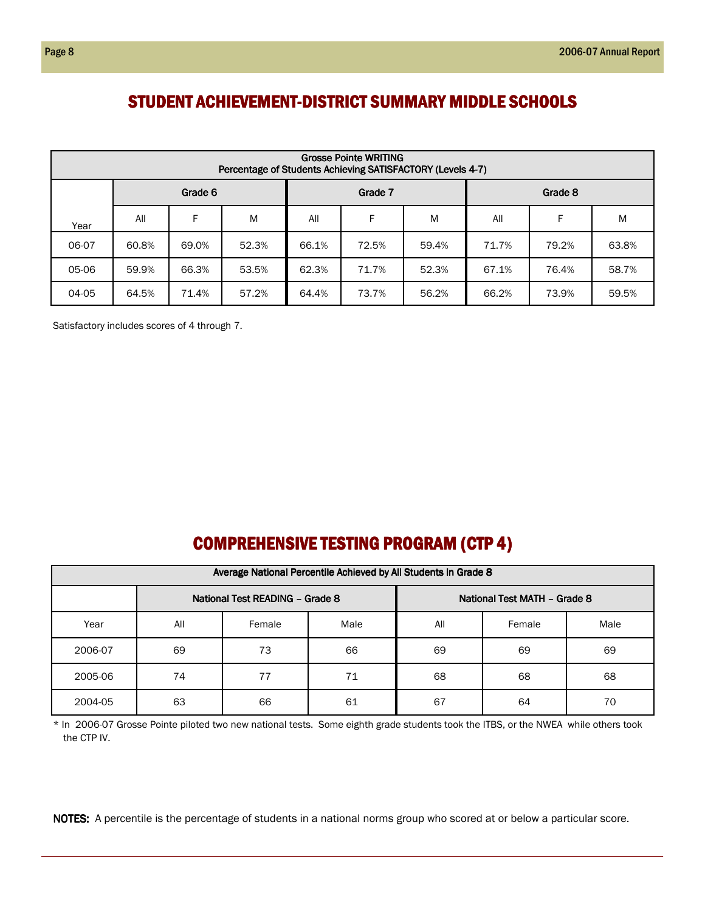# STUDENT ACHIEVEMENT-DISTRICT SUMMARY MIDDLE SCHOOLS

| Grosse Pointe WRITING<br>Percentage of Students Achieving SATISFACTORY (Levels 4-7) | | | | | | | | | |
|---|---|---|---|---|---|---|---|---|---|
| | Grade 6 | | | Grade 7 | | | Grade 8 | | |
| Year | All | F | M | All | F | M | All | F | M |
| 06-07 | 60.8% | 69.0% | 52.3% | 66.1% | 72.5% | 59.4% | 71.7% | 79.2% | 63.8% |
| 05-06 | 59.9% | 66.3% | 53.5% | 62.3% | 71.7% | 52.3% | 67.1% | 76.4% | 58.7% |
| 04-05 | 64.5% | 71.4% | 57.2% | 64.4% | 73.7% | 56.2% | 66.2% | 73.9% | 59.5% |

Satisfactory includes scores of 4 through 7.

# COMPREHENSIVE TESTING PROGRAM (CTP 4)

| Average National Percentile Achieved by All Students in Grade 8 | | | | | | |
|---|---|---|---|---|---|---|
| | National Test READING – Grade 8 | | | National Test MATH – Grade 8 | | |
| Year | All | Female | Male | All | Female | Male |
| 2006-07 | 69 | 73 | 66 | 69 | 69 | 69 |
| 2005-06 | 74 | 77 | 71 | 68 | 68 | 68 |
| 2004-05 | 63 | 66 | 61 | 67 | 64 | 70 |

* In 2006-07 Grosse Pointe piloted two new national tests. Some eighth grade students took the ITBS, or the NWEA while others took the CTP IV.

**NOTES:** A percentile is the percentage of students in a national norms group who scored at or below a particular score.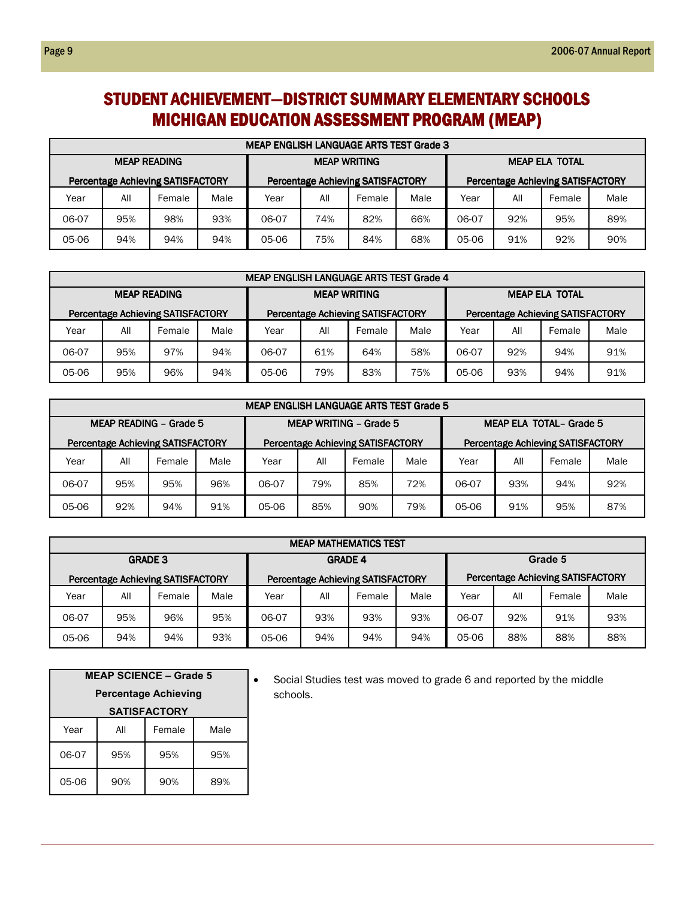# STUDENT ACHIEVEMENT—DISTRICT SUMMARY ELEMENTARY SCHOOLS MICHIGAN EDUCATION ASSESSMENT PROGRAM (MEAP)

| MEAP ENGLISH LANGUAGE ARTS TEST Grade 3 | | | | | | | | | | | |
|---|---|---|---|---|---|---|---|---|---|---|---|
| MEAP READING Percentage Achieving SATISFACTORY | | | | MEAP WRITING Percentage Achieving SATISFACTORY | | | | MEAP ELA TOTAL Percentage Achieving SATISFACTORY | | | |
| Year | All | Female | Male | Year | All | Female | Male | Year | All | Female | Male |
| 06-07 | 95% | 98% | 93% | 06-07 | 74% | 82% | 66% | 06-07 | 92% | 95% | 89% |
| 05-06 | 94% | 94% | 94% | 05-06 | 75% | 84% | 68% | 05-06 | 91% | 92% | 90% |

| MEAP ENGLISH LANGUAGE ARTS TEST Grade 4 | | | | | | | | | | | |
|---|---|---|---|---|---|---|---|---|---|---|---|
| MEAP READING Percentage Achieving SATISFACTORY | | | | MEAP WRITING Percentage Achieving SATISFACTORY | | | | MEAP ELA TOTAL Percentage Achieving SATISFACTORY | | | |
| Year | All | Female | Male | Year | All | Female | Male | Year | All | Female | Male |
| 06-07 | 95% | 97% | 94% | 06-07 | 61% | 64% | 58% | 06-07 | 92% | 94% | 91% |
| 05-06 | 95% | 96% | 94% | 05-06 | 79% | 83% | 75% | 05-06 | 93% | 94% | 91% |

| MEAP ENGLISH LANGUAGE ARTS TEST Grade 5 | | | | | | | | | | | |
|---|---|---|---|---|---|---|---|---|---|---|---|
| MEAP READING – Grade 5 Percentage Achieving SATISFACTORY | | | | MEAP WRITING – Grade 5 Percentage Achieving SATISFACTORY | | | | MEAP ELA TOTAL– Grade 5 Percentage Achieving SATISFACTORY | | | |
| Year | All | Female | Male | Year | All | Female | Male | Year | All | Female | Male |
| 06-07 | 95% | 95% | 96% | 06-07 | 79% | 85% | 72% | 06-07 | 93% | 94% | 92% |
| 05-06 | 92% | 94% | 91% | 05-06 | 85% | 90% | 79% | 05-06 | 91% | 95% | 87% |

| MEAP MATHEMATICS TEST | | | | | | | | | | | |
|---|---|---|---|---|---|---|---|---|---|---|---|
| GRADE 3 Percentage Achieving SATISFACTORY | | | | GRADE 4 Percentage Achieving SATISFACTORY | | | | Grade 5 Percentage Achieving SATISFACTORY | | | |
| Year | All | Female | Male | Year | All | Female | Male | Year | All | Female | Male |
| 06-07 | 95% | 96% | 95% | 06-07 | 93% | 93% | 93% | 06-07 | 92% | 91% | 93% |
| 05-06 | 94% | 94% | 93% | 05-06 | 94% | 94% | 94% | 05-06 | 88% | 88% | 88% |

| MEAP SCIENCE – Grade 5 Percentage Achieving SATISFACTORY | | | |
|---|---|---|---|
| Year | All | Female | Male |
| 06-07 | 95% | 95% | 95% |
| 05-06 | 90% | 90% | 89% |

- Social Studies test was moved to grade 6 and reported by the middle schools.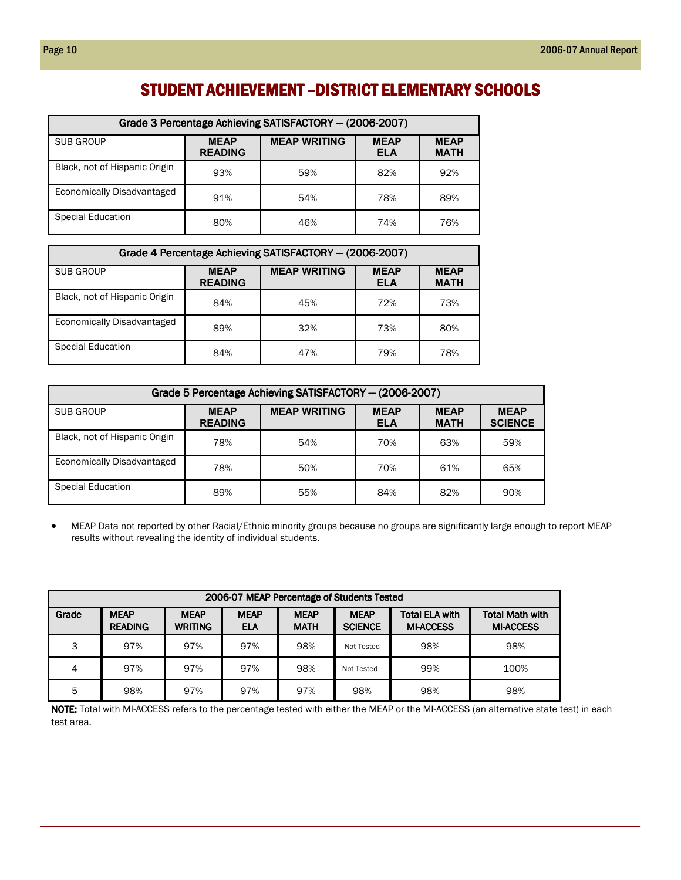# STUDENT ACHIEVEMENT –DISTRICT ELEMENTARY SCHOOLS

| Grade 3 Percentage Achieving SATISFACTORY — (2006-2007) | | | | |
|---|---|---|---|---|
| SUB GROUP | MEAP READING | MEAP WRITING | MEAP ELA | MEAP MATH |
| Black, not of Hispanic Origin | 93% | 59% | 82% | 92% |
| Economically Disadvantaged | 91% | 54% | 78% | 89% |
| Special Education | 80% | 46% | 74% | 76% |

| Grade 4 Percentage Achieving SATISFACTORY — (2006-2007) | | | | |
|---|---|---|---|---|
| SUB GROUP | MEAP READING | MEAP WRITING | MEAP ELA | MEAP MATH |
| Black, not of Hispanic Origin | 84% | 45% | 72% | 73% |
| Economically Disadvantaged | 89% | 32% | 73% | 80% |
| Special Education | 84% | 47% | 79% | 78% |

| Grade 5 Percentage Achieving SATISFACTORY — (2006-2007) | | | | | |
|---|---|---|---|---|---|
| SUB GROUP | MEAP READING | MEAP WRITING | MEAP ELA | MEAP MATH | MEAP SCIENCE |
| Black, not of Hispanic Origin | 78% | 54% | 70% | 63% | 59% |
| Economically Disadvantaged | 78% | 50% | 70% | 61% | 65% |
| Special Education | 89% | 55% | 84% | 82% | 90% |

- MEAP Data not reported by other Racial/Ethnic minority groups because no groups are significantly large enough to report MEAP results without revealing the identity of individual students.

| 2006-07 MEAP Percentage of Students Tested | | | | | | | |
|---|---|---|---|---|---|---|---|
| Grade | MEAP READING | MEAP WRITING | MEAP ELA | MEAP MATH | MEAP SCIENCE | Total ELA with MI-ACCESS | Total Math with MI-ACCESS |
| 3 | 97% | 97% | 97% | 98% | Not Tested | 98% | 98% |
| 4 | 97% | 97% | 97% | 98% | Not Tested | 99% | 100% |
| 5 | 98% | 97% | 97% | 97% | 98% | 98% | 98% |

**NOTE:** Total with MI-ACCESS refers to the percentage tested with either the MEAP or the MI-ACCESS (an alternative state test) in each test area.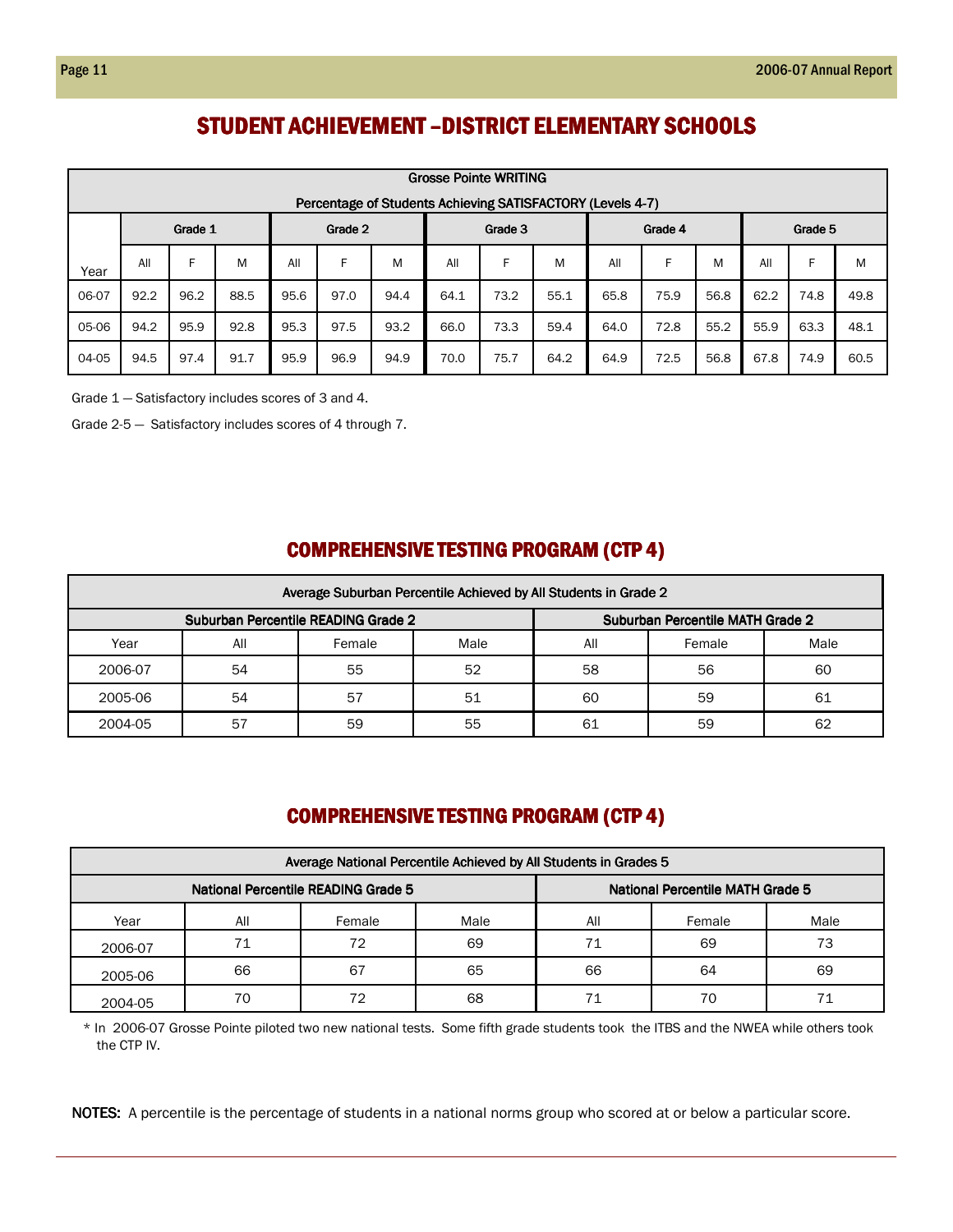# STUDENT ACHIEVEMENT –DISTRICT ELEMENTARY SCHOOLS

| Grosse Pointe WRITING<br>Percentage of Students Achieving SATISFACTORY (Levels 4-7) | | | | | | | | | | | | | | | |
|---|---|---|---|---|---|---|---|---|---|---|---|---|---|---|---|
| | Grade 1 | | | Grade 2 | | | Grade 3 | | | Grade 4 | | | Grade 5 | | |
| Year | All | F | M | All | F | M | All | F | M | All | F | M | All | F | M |
| 06-07 | 92.2 | 96.2 | 88.5 | 95.6 | 97.0 | 94.4 | 64.1 | 73.2 | 55.1 | 65.8 | 75.9 | 56.8 | 62.2 | 74.8 | 49.8 |
| 05-06 | 94.2 | 95.9 | 92.8 | 95.3 | 97.5 | 93.2 | 66.0 | 73.3 | 59.4 | 64.0 | 72.8 | 55.2 | 55.9 | 63.3 | 48.1 |
| 04-05 | 94.5 | 97.4 | 91.7 | 95.9 | 96.9 | 94.9 | 70.0 | 75.7 | 64.2 | 64.9 | 72.5 | 56.8 | 67.8 | 74.9 | 60.5 |

Grade 1 — Satisfactory includes scores of 3 and 4.

Grade 2-5 — Satisfactory includes scores of 4 through 7.

## COMPREHENSIVE TESTING PROGRAM (CTP 4)

| Average Suburban Percentile Achieved by All Students in Grade 2 | | | | | | |
|---|---|---|---|---|---|---|
| Suburban Percentile READING Grade 2 | | | | Suburban Percentile MATH Grade 2 | | |
| Year | All | Female | Male | All | Female | Male |
| 2006-07 | 54 | 55 | 52 | 58 | 56 | 60 |
| 2005-06 | 54 | 57 | 51 | 60 | 59 | 61 |
| 2004-05 | 57 | 59 | 55 | 61 | 59 | 62 |

## COMPREHENSIVE TESTING PROGRAM (CTP 4)

| Average National Percentile Achieved by All Students in Grades 5 | | | | | | |
|---|---|---|---|---|---|---|
| National Percentile READING Grade 5 | | | | National Percentile MATH Grade 5 | | |
| Year | All | Female | Male | All | Female | Male |
| 2006-07 | 71 | 72 | 69 | 71 | 69 | 73 |
| 2005-06 | 66 | 67 | 65 | 66 | 64 | 69 |
| 2004-05 | 70 | 72 | 68 | 71 | 70 | 71 |

\* In 2006-07 Grosse Pointe piloted two new national tests. Some fifth grade students took the ITBS and the NWEA while others took the CTP IV.

**NOTES:** A percentile is the percentage of students in a national norms group who scored at or below a particular score.